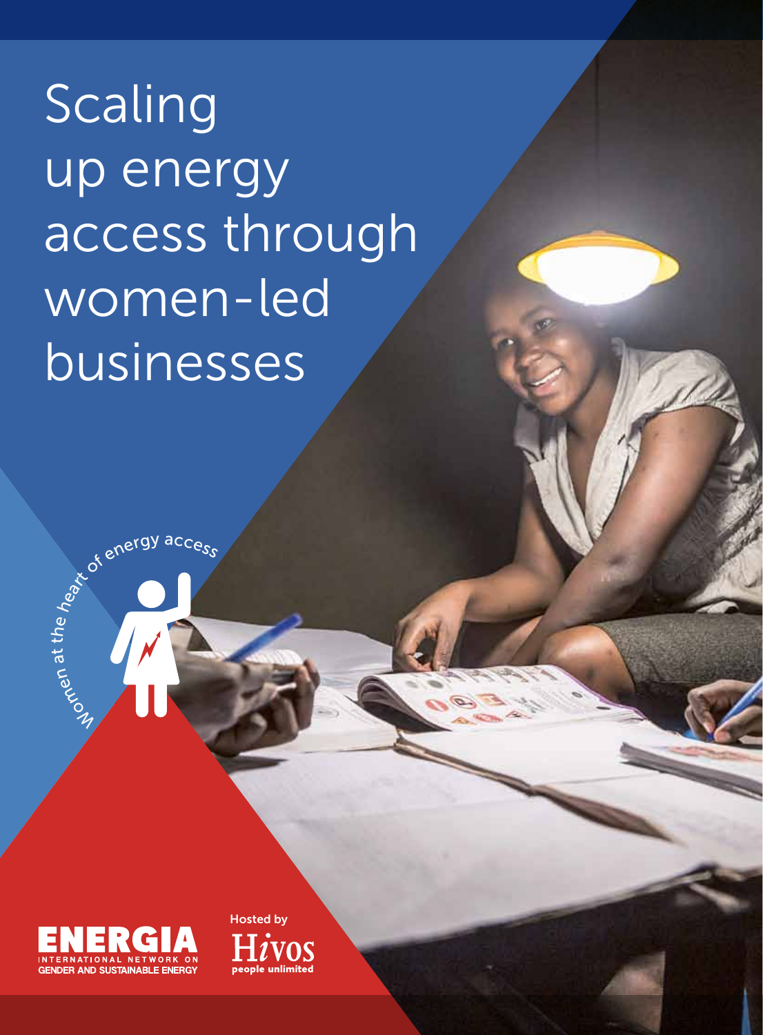# Scaling up energy access through women-led businesses

Women at the heart of energy access

ENERGIA
INTERNATIONAL NETWORK ON
GENDER AND SUSTAINABLE ENERGY

Hosted by
Hivos
people unlimited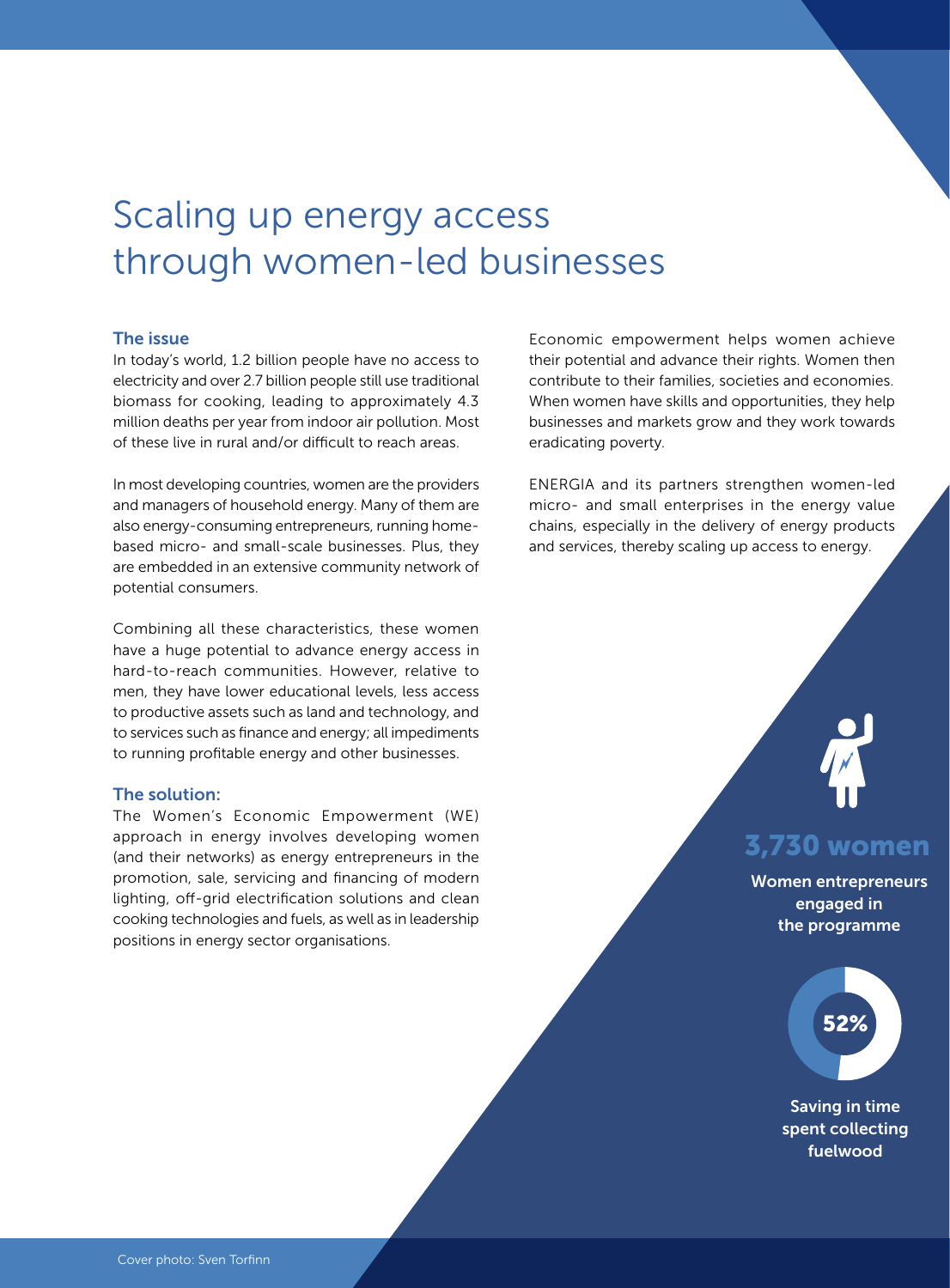# Scaling up energy access through women-led businesses

## The issue

In today's world, 1.2 billion people have no access to electricity and over 2.7 billion people still use traditional biomass for cooking, leading to approximately 4.3 million deaths per year from indoor air pollution. Most of these live in rural and/or difficult to reach areas.

In most developing countries, women are the providers and managers of household energy. Many of them are also energy-consuming entrepreneurs, running home-based micro- and small-scale businesses. Plus, they are embedded in an extensive community network of potential consumers.

Combining all these characteristics, these women have a huge potential to advance energy access in hard-to-reach communities. However, relative to men, they have lower educational levels, less access to productive assets such as land and technology, and to services such as finance and energy; all impediments to running profitable energy and other businesses.

## The solution:

The Women's Economic Empowerment (WE) approach in energy involves developing women (and their networks) as energy entrepreneurs in the promotion, sale, servicing and financing of modern lighting, off-grid electrification solutions and clean cooking technologies and fuels, as well as in leadership positions in energy sector organisations.

Economic empowerment helps women achieve their potential and advance their rights. Women then contribute to their families, societies and economies. When women have skills and opportunities, they help businesses and markets grow and they work towards eradicating poverty.

ENERGIA and its partners strengthen women-led micro- and small enterprises in the energy value chains, especially in the delivery of energy products and services, thereby scaling up access to energy.

**3,730 women**

**Women entrepreneurs engaged in the programme**

**52%**

**Saving in time spent collecting fuelwood**

Cover photo: Sven Torfinn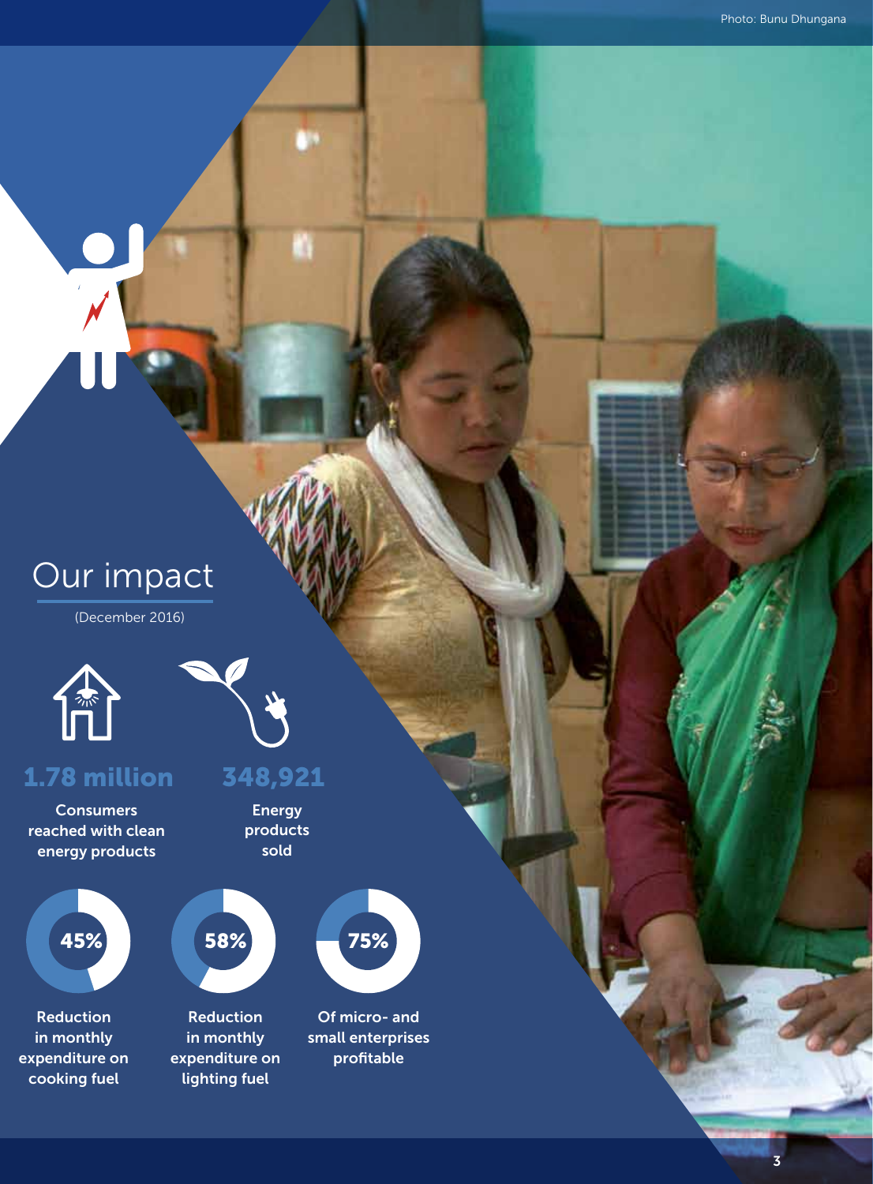Photo: Bunu Dhungana

# Our impact

(December 2016)

**1.78 million**

**Consumers reached with clean energy products**

**348,921**

**Energy products sold**

**45%**

**Reduction in monthly expenditure on cooking fuel**

**58%**

**Reduction in monthly expenditure on lighting fuel**

**75%**

**Of micro- and small enterprises profitable**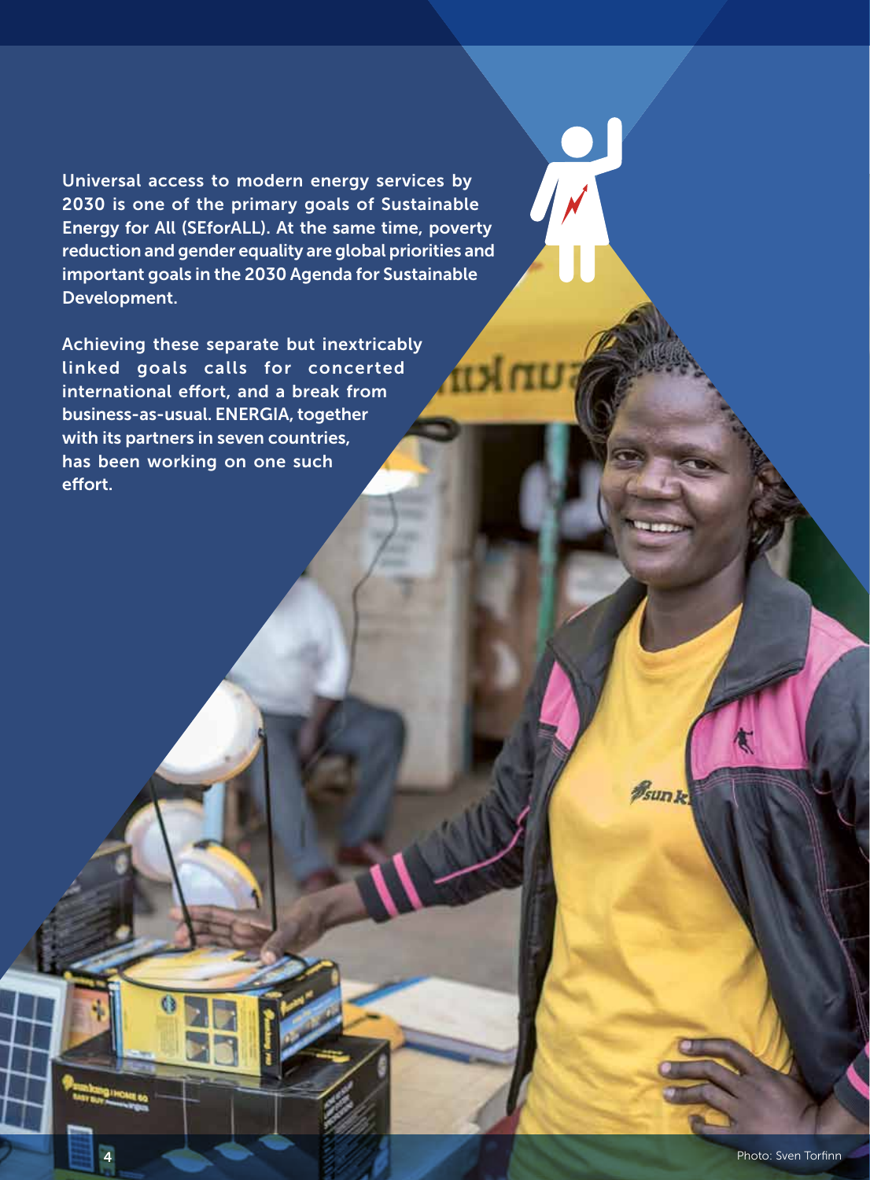**Universal access to modern energy services by 2030 is one of the primary goals of Sustainable Energy for All (SEforALL). At the same time, poverty reduction and gender equality are global priorities and important goals in the 2030 Agenda for Sustainable Development.**

**Achieving these separate but inextricably linked goals calls for concerted international effort, and a break from business-as-usual. ENERGIA, together with its partners in seven countries, has been working on one such effort.**

Photo: Sven Torfinn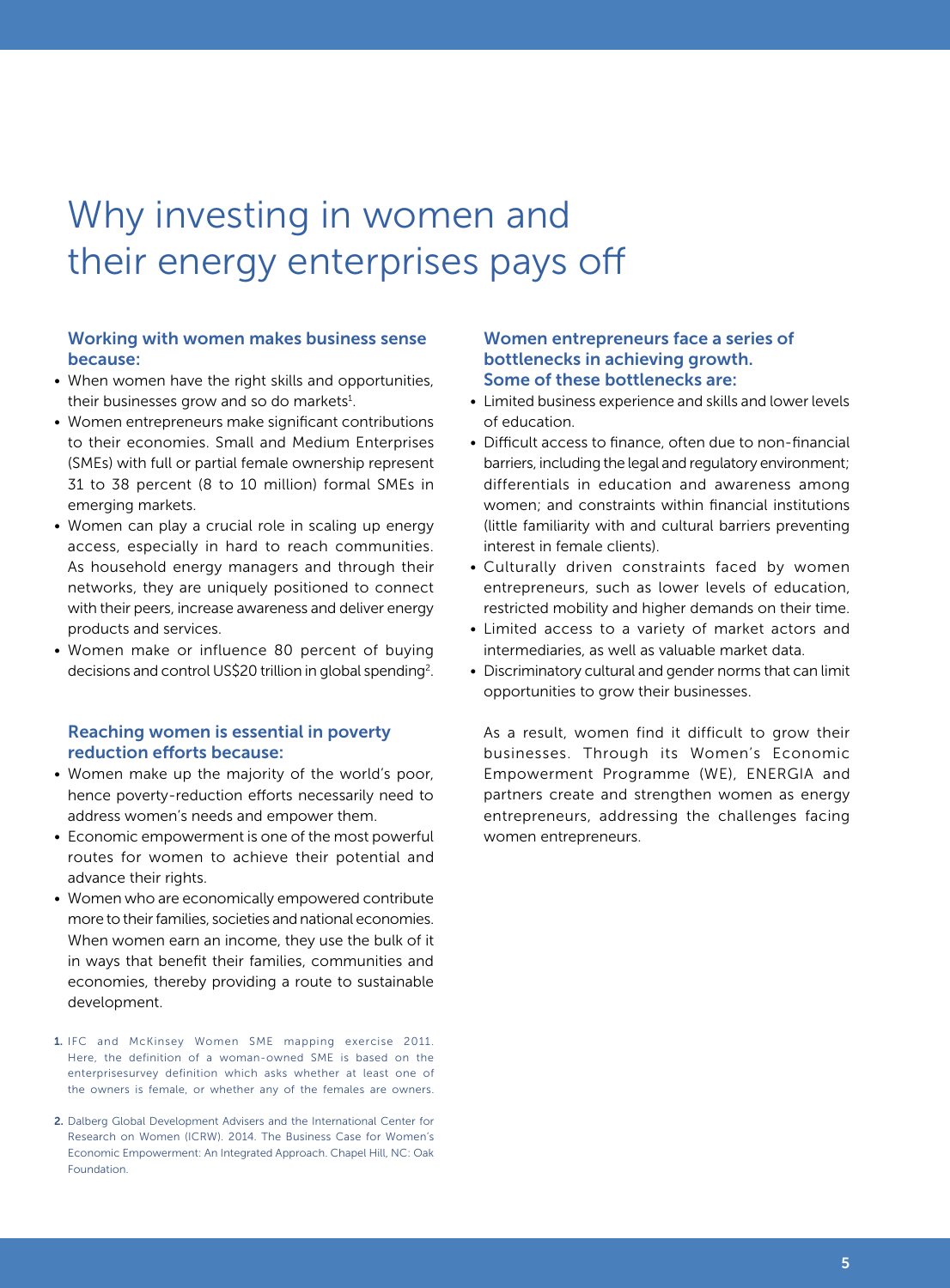# Why investing in women and their energy enterprises pays off

### Working with women makes business sense because:

- When women have the right skills and opportunities, their businesses grow and so do markets[1].
- Women entrepreneurs make significant contributions to their economies. Small and Medium Enterprises (SMEs) with full or partial female ownership represent 31 to 38 percent (8 to 10 million) formal SMEs in emerging markets.
- Women can play a crucial role in scaling up energy access, especially in hard to reach communities. As household energy managers and through their networks, they are uniquely positioned to connect with their peers, increase awareness and deliver energy products and services.
- Women make or influence 80 percent of buying decisions and control US$20 trillion in global spending[2].

### Reaching women is essential in poverty reduction efforts because:

- Women make up the majority of the world's poor, hence poverty-reduction efforts necessarily need to address women's needs and empower them.
- Economic empowerment is one of the most powerful routes for women to achieve their potential and advance their rights.
- Women who are economically empowered contribute more to their families, societies and national economies. When women earn an income, they use the bulk of it in ways that benefit their families, communities and economies, thereby providing a route to sustainable development.

### Women entrepreneurs face a series of bottlenecks in achieving growth. Some of these bottlenecks are:

- Limited business experience and skills and lower levels of education.
- Difficult access to finance, often due to non-financial barriers, including the legal and regulatory environment; differentials in education and awareness among women; and constraints within financial institutions (little familiarity with and cultural barriers preventing interest in female clients).
- Culturally driven constraints faced by women entrepreneurs, such as lower levels of education, restricted mobility and higher demands on their time.
- Limited access to a variety of market actors and intermediaries, as well as valuable market data.
- Discriminatory cultural and gender norms that can limit opportunities to grow their businesses.

As a result, women find it difficult to grow their businesses. Through its Women's Economic Empowerment Programme (WE), ENERGIA and partners create and strengthen women as energy entrepreneurs, addressing the challenges facing women entrepreneurs.

1. IFC and McKinsey Women SME mapping exercise 2011. Here, the definition of a woman-owned SME is based on the enterprisesurvey definition which asks whether at least one of the owners is female, or whether any of the females are owners.

2. Dalberg Global Development Advisers and the International Center for Research on Women (ICRW). 2014. The Business Case for Women's Economic Empowerment: An Integrated Approach. Chapel Hill, NC: Oak Foundation.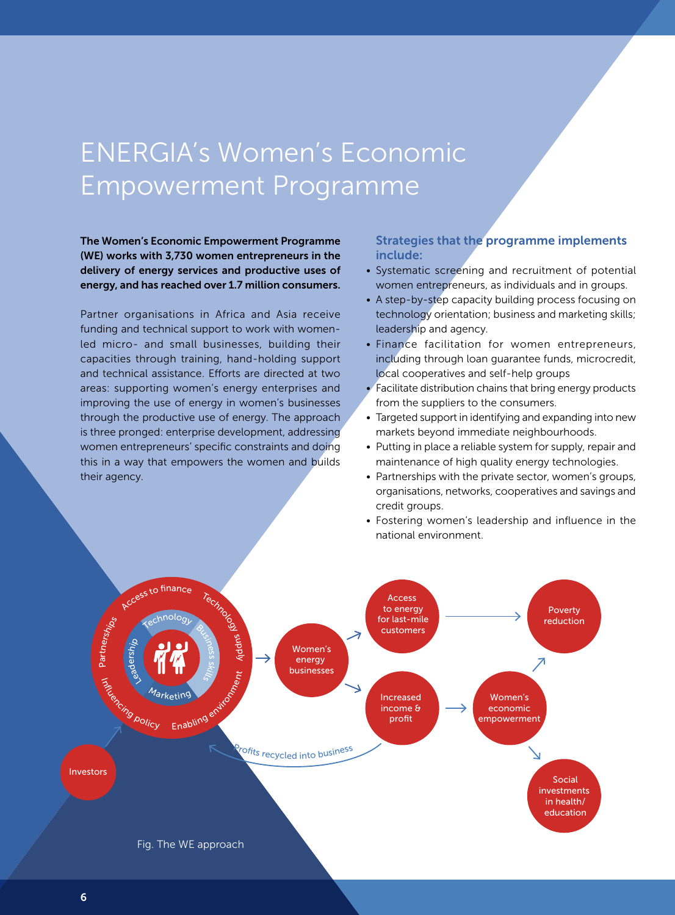# ENERGIA's Women's Economic Empowerment Programme

**The Women's Economic Empowerment Programme (WE) works with 3,730 women entrepreneurs in the delivery of energy services and productive uses of energy, and has reached over 1.7 million consumers.**

Partner organisations in Africa and Asia receive funding and technical support to work with women-led micro- and small businesses, building their capacities through training, hand-holding support and technical assistance. Efforts are directed at two areas: supporting women's energy enterprises and improving the use of energy in women's businesses through the productive use of energy. The approach is three pronged: enterprise development, addressing women entrepreneurs' specific constraints and doing this in a way that empowers the women and builds their agency.

### Strategies that the programme implements include:

- Systematic screening and recruitment of potential women entrepreneurs, as individuals and in groups.
- A step-by-step capacity building process focusing on technology orientation; business and marketing skills; leadership and agency.
- Finance facilitation for women entrepreneurs, including through loan guarantee funds, microcredit, local cooperatives and self-help groups
- Facilitate distribution chains that bring energy products from the suppliers to the consumers.
- Targeted support in identifying and expanding into new markets beyond immediate neighbourhoods.
- Putting in place a reliable system for supply, repair and maintenance of high quality energy technologies.
- Partnerships with the private sector, women's groups, organisations, networks, cooperatives and savings and credit groups.
- Fostering women's leadership and influence in the national environment.

Access to finance, Technology supply, Enabling environment, Influencing policy, Partnerships, Technology, Business skills, Marketing, Leadership → Women's energy businesses → Access to energy for last-mile customers → Poverty reduction; Women's energy businesses → Increased income & profit → Women's economic empowerment → Poverty reduction; Women's economic empowerment → Social investments in health/education; Profits recycled into business; Investors

Fig. The WE approach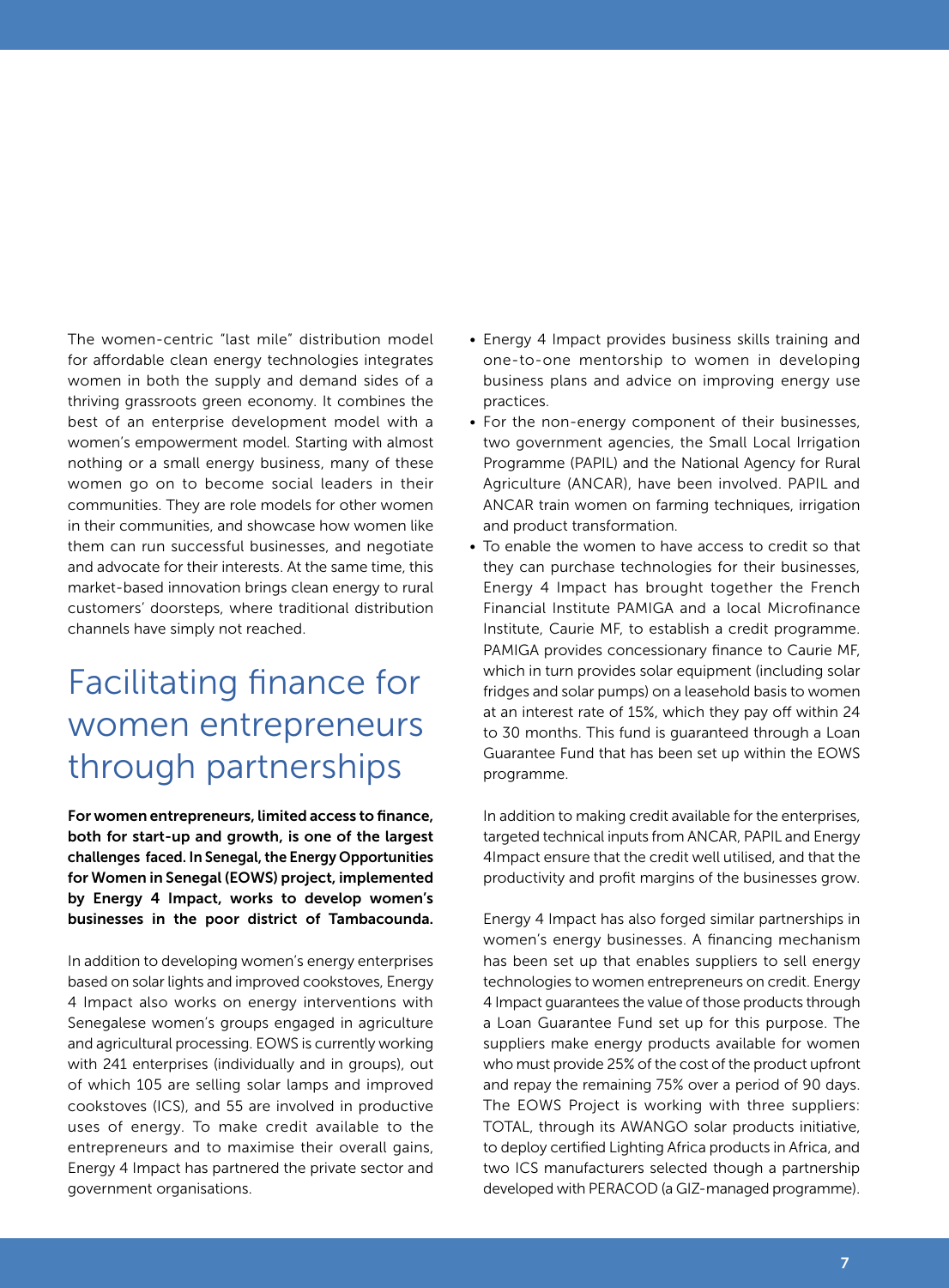The women-centric "last mile" distribution model for affordable clean energy technologies integrates women in both the supply and demand sides of a thriving grassroots green economy. It combines the best of an enterprise development model with a women's empowerment model. Starting with almost nothing or a small energy business, many of these women go on to become social leaders in their communities. They are role models for other women in their communities, and showcase how women like them can run successful businesses, and negotiate and advocate for their interests. At the same time, this market-based innovation brings clean energy to rural customers' doorsteps, where traditional distribution channels have simply not reached.

# Facilitating finance for women entrepreneurs through partnerships

**For women entrepreneurs, limited access to finance, both for start-up and growth, is one of the largest challenges faced. In Senegal, the Energy Opportunities for Women in Senegal (EOWS) project, implemented by Energy 4 Impact, works to develop women's businesses in the poor district of Tambacounda.**

In addition to developing women's energy enterprises based on solar lights and improved cookstoves, Energy 4 Impact also works on energy interventions with Senegalese women's groups engaged in agriculture and agricultural processing. EOWS is currently working with 241 enterprises (individually and in groups), out of which 105 are selling solar lamps and improved cookstoves (ICS), and 55 are involved in productive uses of energy. To make credit available to the entrepreneurs and to maximise their overall gains, Energy 4 Impact has partnered the private sector and government organisations.

- Energy 4 Impact provides business skills training and one-to-one mentorship to women in developing business plans and advice on improving energy use practices.
- For the non-energy component of their businesses, two government agencies, the Small Local Irrigation Programme (PAPIL) and the National Agency for Rural Agriculture (ANCAR), have been involved. PAPIL and ANCAR train women on farming techniques, irrigation and product transformation.
- To enable the women to have access to credit so that they can purchase technologies for their businesses, Energy 4 Impact has brought together the French Financial Institute PAMIGA and a local Microfinance Institute, Caurie MF, to establish a credit programme. PAMIGA provides concessionary finance to Caurie MF, which in turn provides solar equipment (including solar fridges and solar pumps) on a leasehold basis to women at an interest rate of 15%, which they pay off within 24 to 30 months. This fund is guaranteed through a Loan Guarantee Fund that has been set up within the EOWS programme.

In addition to making credit available for the enterprises, targeted technical inputs from ANCAR, PAPIL and Energy 4Impact ensure that the credit well utilised, and that the productivity and profit margins of the businesses grow.

Energy 4 Impact has also forged similar partnerships in women's energy businesses. A financing mechanism has been set up that enables suppliers to sell energy technologies to women entrepreneurs on credit. Energy 4 Impact guarantees the value of those products through a Loan Guarantee Fund set up for this purpose. The suppliers make energy products available for women who must provide 25% of the cost of the product upfront and repay the remaining 75% over a period of 90 days. The EOWS Project is working with three suppliers: TOTAL, through its AWANGO solar products initiative, to deploy certified Lighting Africa products in Africa, and two ICS manufacturers selected though a partnership developed with PERACOD (a GIZ-managed programme).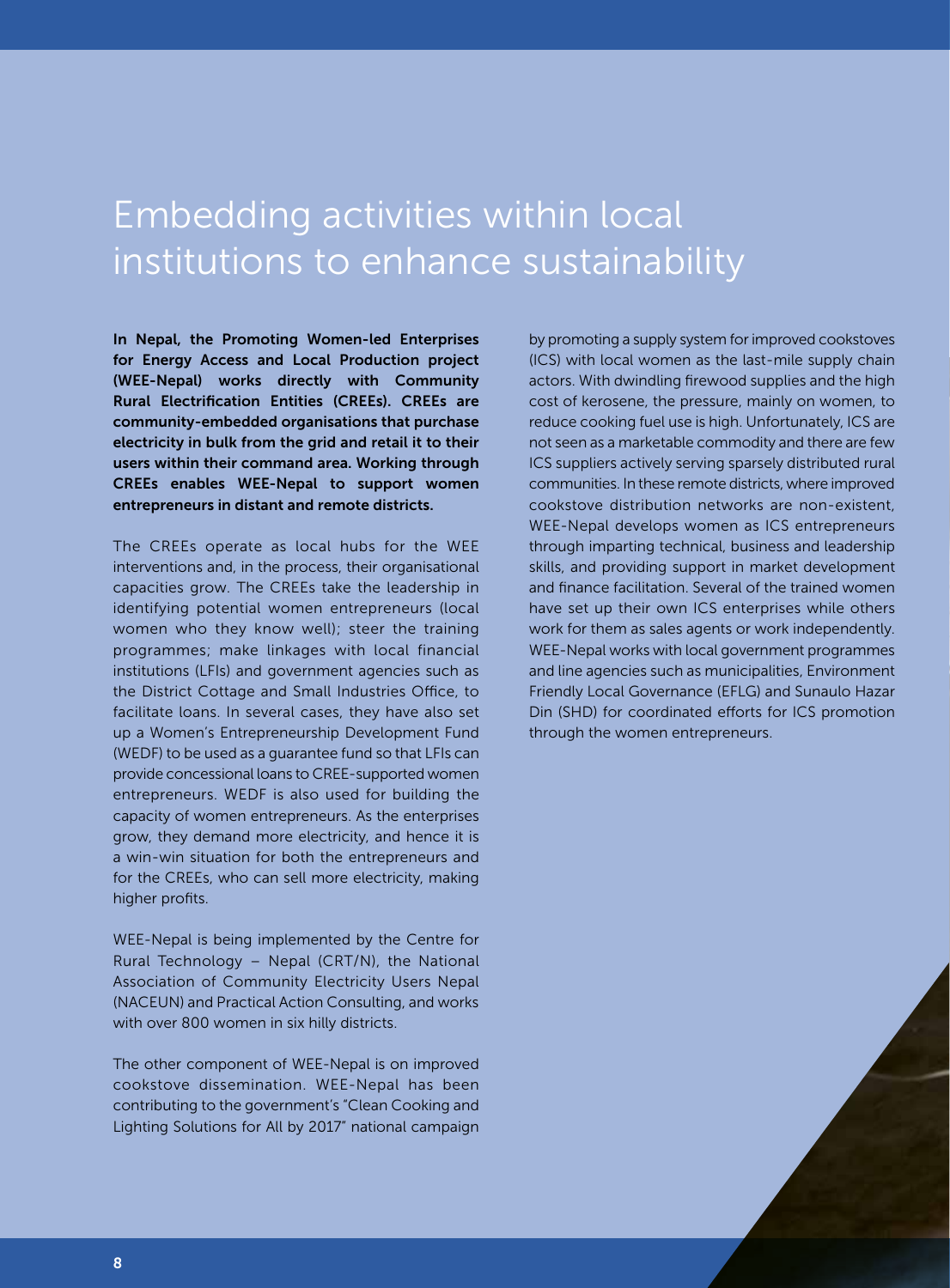# Embedding activities within local institutions to enhance sustainability

**In Nepal, the Promoting Women-led Enterprises for Energy Access and Local Production project (WEE-Nepal) works directly with Community Rural Electrification Entities (CREEs). CREEs are community-embedded organisations that purchase electricity in bulk from the grid and retail it to their users within their command area. Working through CREEs enables WEE-Nepal to support women entrepreneurs in distant and remote districts.**

The CREEs operate as local hubs for the WEE interventions and, in the process, their organisational capacities grow. The CREEs take the leadership in identifying potential women entrepreneurs (local women who they know well); steer the training programmes; make linkages with local financial institutions (LFIs) and government agencies such as the District Cottage and Small Industries Office, to facilitate loans. In several cases, they have also set up a Women's Entrepreneurship Development Fund (WEDF) to be used as a guarantee fund so that LFIs can provide concessional loans to CREE-supported women entrepreneurs. WEDF is also used for building the capacity of women entrepreneurs. As the enterprises grow, they demand more electricity, and hence it is a win-win situation for both the entrepreneurs and for the CREEs, who can sell more electricity, making higher profits.

WEE-Nepal is being implemented by the Centre for Rural Technology – Nepal (CRT/N), the National Association of Community Electricity Users Nepal (NACEUN) and Practical Action Consulting, and works with over 800 women in six hilly districts.

The other component of WEE-Nepal is on improved cookstove dissemination. WEE-Nepal has been contributing to the government's "Clean Cooking and Lighting Solutions for All by 2017" national campaign by promoting a supply system for improved cookstoves (ICS) with local women as the last-mile supply chain actors. With dwindling firewood supplies and the high cost of kerosene, the pressure, mainly on women, to reduce cooking fuel use is high. Unfortunately, ICS are not seen as a marketable commodity and there are few ICS suppliers actively serving sparsely distributed rural communities. In these remote districts, where improved cookstove distribution networks are non-existent, WEE-Nepal develops women as ICS entrepreneurs through imparting technical, business and leadership skills, and providing support in market development and finance facilitation. Several of the trained women have set up their own ICS enterprises while others work for them as sales agents or work independently. WEE-Nepal works with local government programmes and line agencies such as municipalities, Environment Friendly Local Governance (EFLG) and Sunaulo Hazar Din (SHD) for coordinated efforts for ICS promotion through the women entrepreneurs.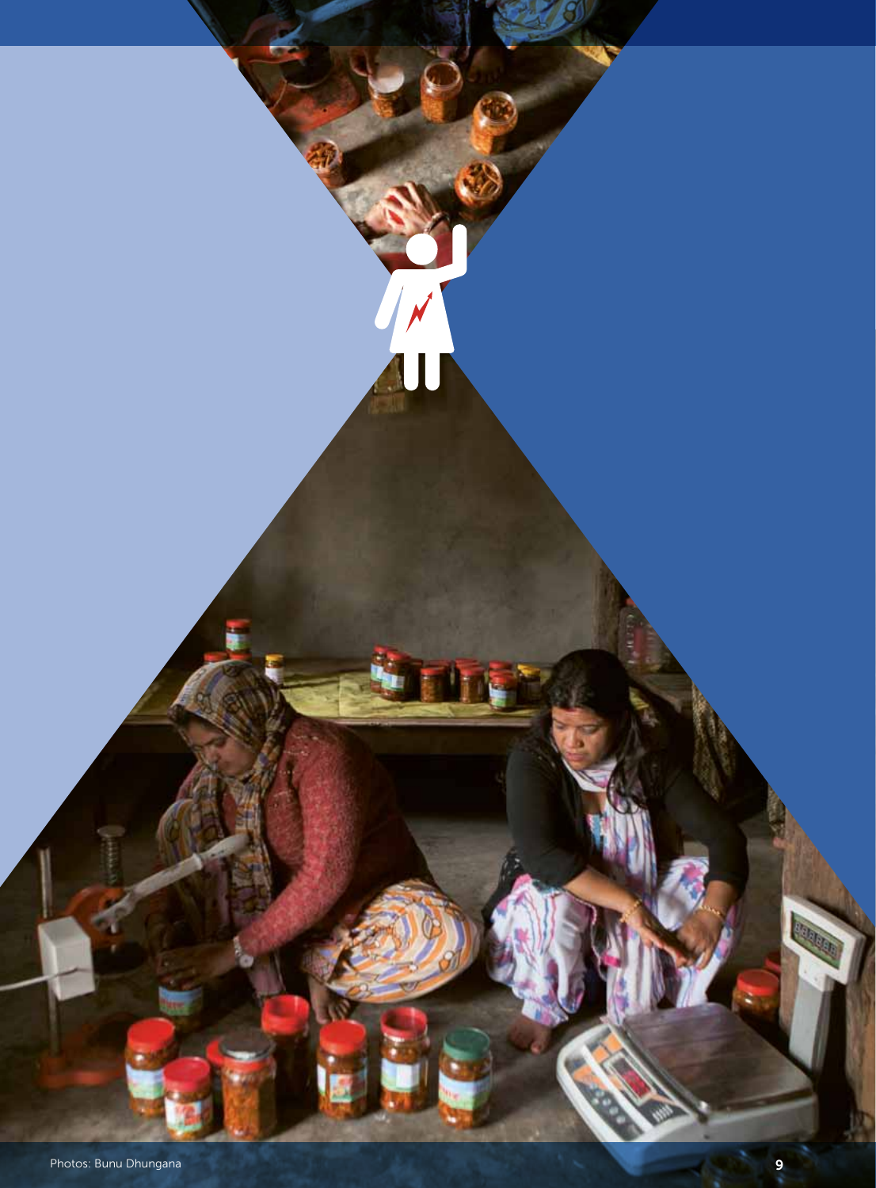Photos: Bunu Dhungana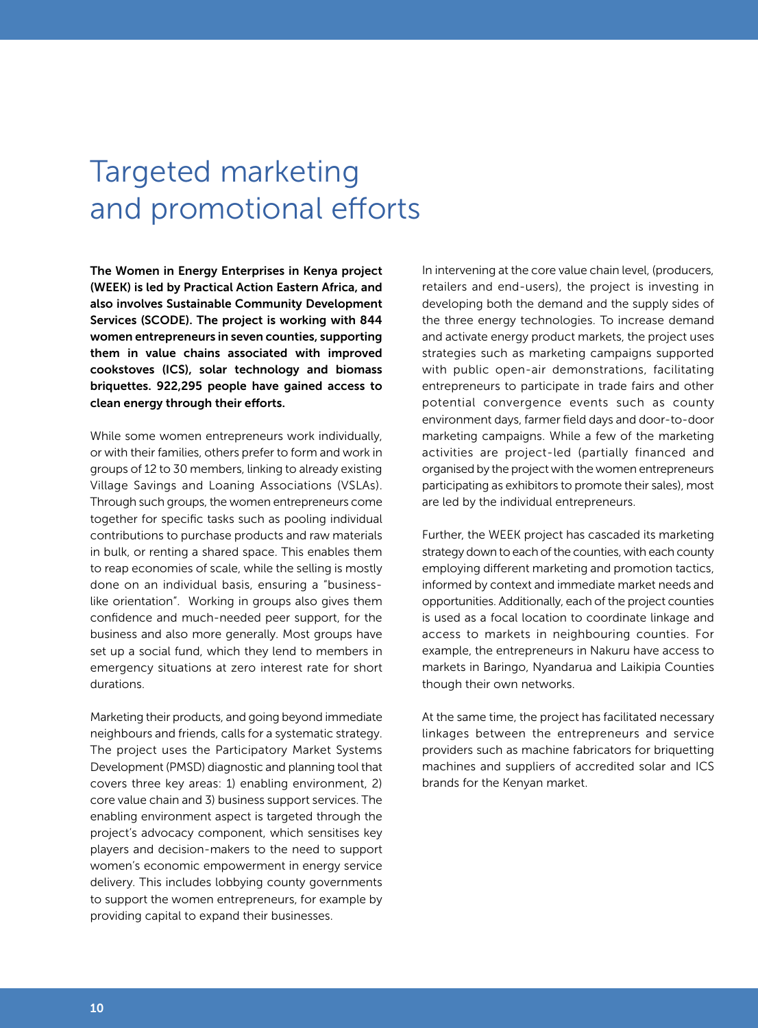# Targeted marketing and promotional efforts

**The Women in Energy Enterprises in Kenya project (WEEK) is led by Practical Action Eastern Africa, and also involves Sustainable Community Development Services (SCODE). The project is working with 844 women entrepreneurs in seven counties, supporting them in value chains associated with improved cookstoves (ICS), solar technology and biomass briquettes. 922,295 people have gained access to clean energy through their efforts.**

While some women entrepreneurs work individually, or with their families, others prefer to form and work in groups of 12 to 30 members, linking to already existing Village Savings and Loaning Associations (VSLAs). Through such groups, the women entrepreneurs come together for specific tasks such as pooling individual contributions to purchase products and raw materials in bulk, or renting a shared space. This enables them to reap economies of scale, while the selling is mostly done on an individual basis, ensuring a "business-like orientation". Working in groups also gives them confidence and much-needed peer support, for the business and also more generally. Most groups have set up a social fund, which they lend to members in emergency situations at zero interest rate for short durations.

Marketing their products, and going beyond immediate neighbours and friends, calls for a systematic strategy. The project uses the Participatory Market Systems Development (PMSD) diagnostic and planning tool that covers three key areas: 1) enabling environment, 2) core value chain and 3) business support services. The enabling environment aspect is targeted through the project's advocacy component, which sensitises key players and decision-makers to the need to support women's economic empowerment in energy service delivery. This includes lobbying county governments to support the women entrepreneurs, for example by providing capital to expand their businesses.

In intervening at the core value chain level, (producers, retailers and end-users), the project is investing in developing both the demand and the supply sides of the three energy technologies. To increase demand and activate energy product markets, the project uses strategies such as marketing campaigns supported with public open-air demonstrations, facilitating entrepreneurs to participate in trade fairs and other potential convergence events such as county environment days, farmer field days and door-to-door marketing campaigns. While a few of the marketing activities are project-led (partially financed and organised by the project with the women entrepreneurs participating as exhibitors to promote their sales), most are led by the individual entrepreneurs.

Further, the WEEK project has cascaded its marketing strategy down to each of the counties, with each county employing different marketing and promotion tactics, informed by context and immediate market needs and opportunities. Additionally, each of the project counties is used as a focal location to coordinate linkage and access to markets in neighbouring counties. For example, the entrepreneurs in Nakuru have access to markets in Baringo, Nyandarua and Laikipia Counties though their own networks.

At the same time, the project has facilitated necessary linkages between the entrepreneurs and service providers such as machine fabricators for briquetting machines and suppliers of accredited solar and ICS brands for the Kenyan market.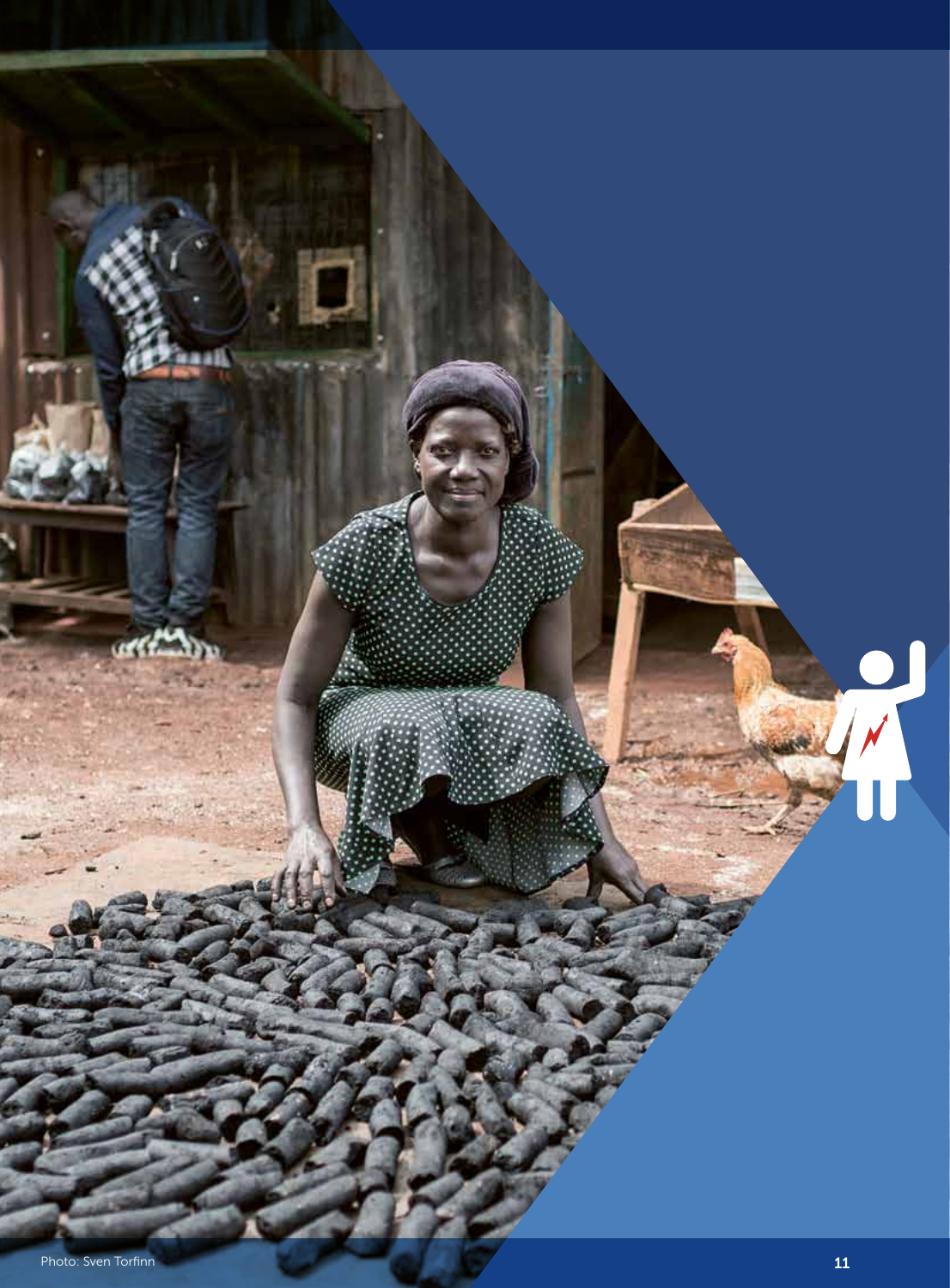Photo: Sven Torfinn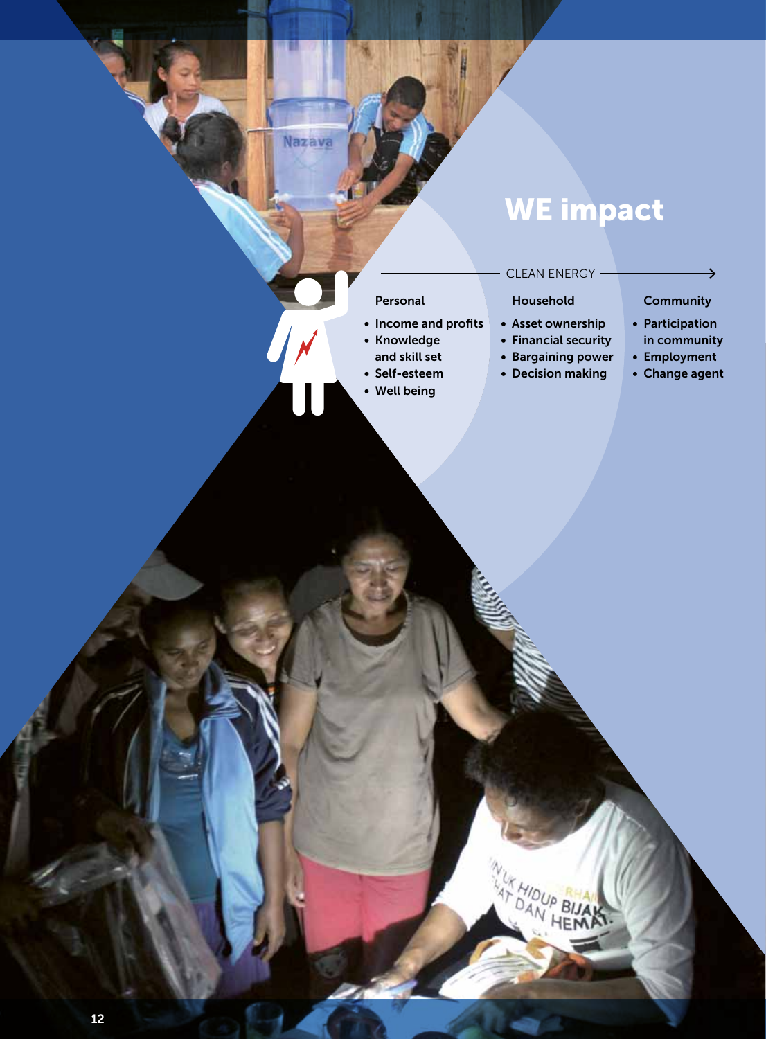# WE impact

CLEAN ENERGY →

**Personal**

- Income and profits
- Knowledge and skill set
- Self-esteem
- Well being

**Household**

- Asset ownership
- Financial security
- Bargaining power
- Decision making

**Community**

- Participation in community
- Employment
- Change agent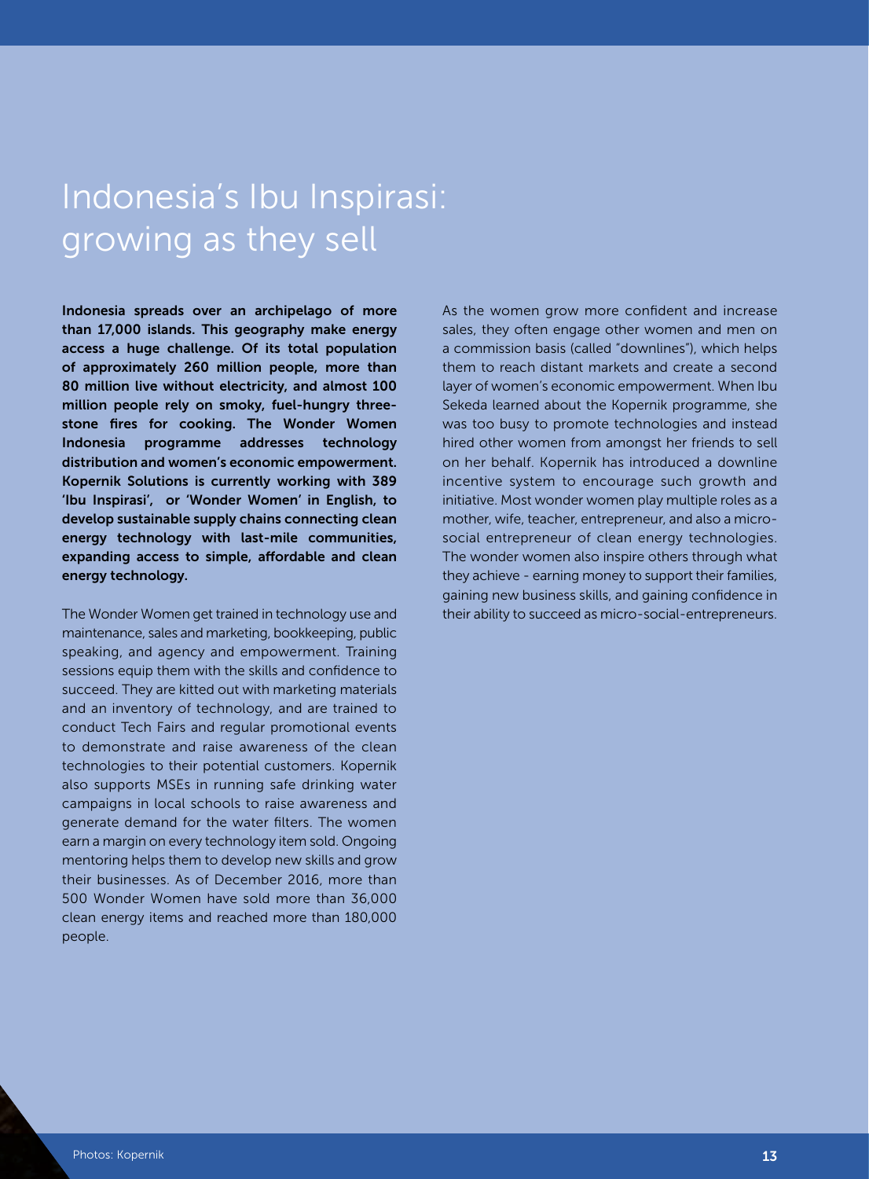# Indonesia's Ibu Inspirasi: growing as they sell

**Indonesia spreads over an archipelago of more than 17,000 islands. This geography make energy access a huge challenge. Of its total population of approximately 260 million people, more than 80 million live without electricity, and almost 100 million people rely on smoky, fuel-hungry three-stone fires for cooking. The Wonder Women Indonesia programme addresses technology distribution and women's economic empowerment. Kopernik Solutions is currently working with 389 'Ibu Inspirasi', or 'Wonder Women' in English, to develop sustainable supply chains connecting clean energy technology with last-mile communities, expanding access to simple, affordable and clean energy technology.**

The Wonder Women get trained in technology use and maintenance, sales and marketing, bookkeeping, public speaking, and agency and empowerment. Training sessions equip them with the skills and confidence to succeed. They are kitted out with marketing materials and an inventory of technology, and are trained to conduct Tech Fairs and regular promotional events to demonstrate and raise awareness of the clean technologies to their potential customers. Kopernik also supports MSEs in running safe drinking water campaigns in local schools to raise awareness and generate demand for the water filters. The women earn a margin on every technology item sold. Ongoing mentoring helps them to develop new skills and grow their businesses. As of December 2016, more than 500 Wonder Women have sold more than 36,000 clean energy items and reached more than 180,000 people.

As the women grow more confident and increase sales, they often engage other women and men on a commission basis (called "downlines"), which helps them to reach distant markets and create a second layer of women's economic empowerment. When Ibu Sekeda learned about the Kopernik programme, she was too busy to promote technologies and instead hired other women from amongst her friends to sell on her behalf. Kopernik has introduced a downline incentive system to encourage such growth and initiative. Most wonder women play multiple roles as a mother, wife, teacher, entrepreneur, and also a micro-social entrepreneur of clean energy technologies. The wonder women also inspire others through what they achieve - earning money to support their families, gaining new business skills, and gaining confidence in their ability to succeed as micro-social-entrepreneurs.

Photos: Kopernik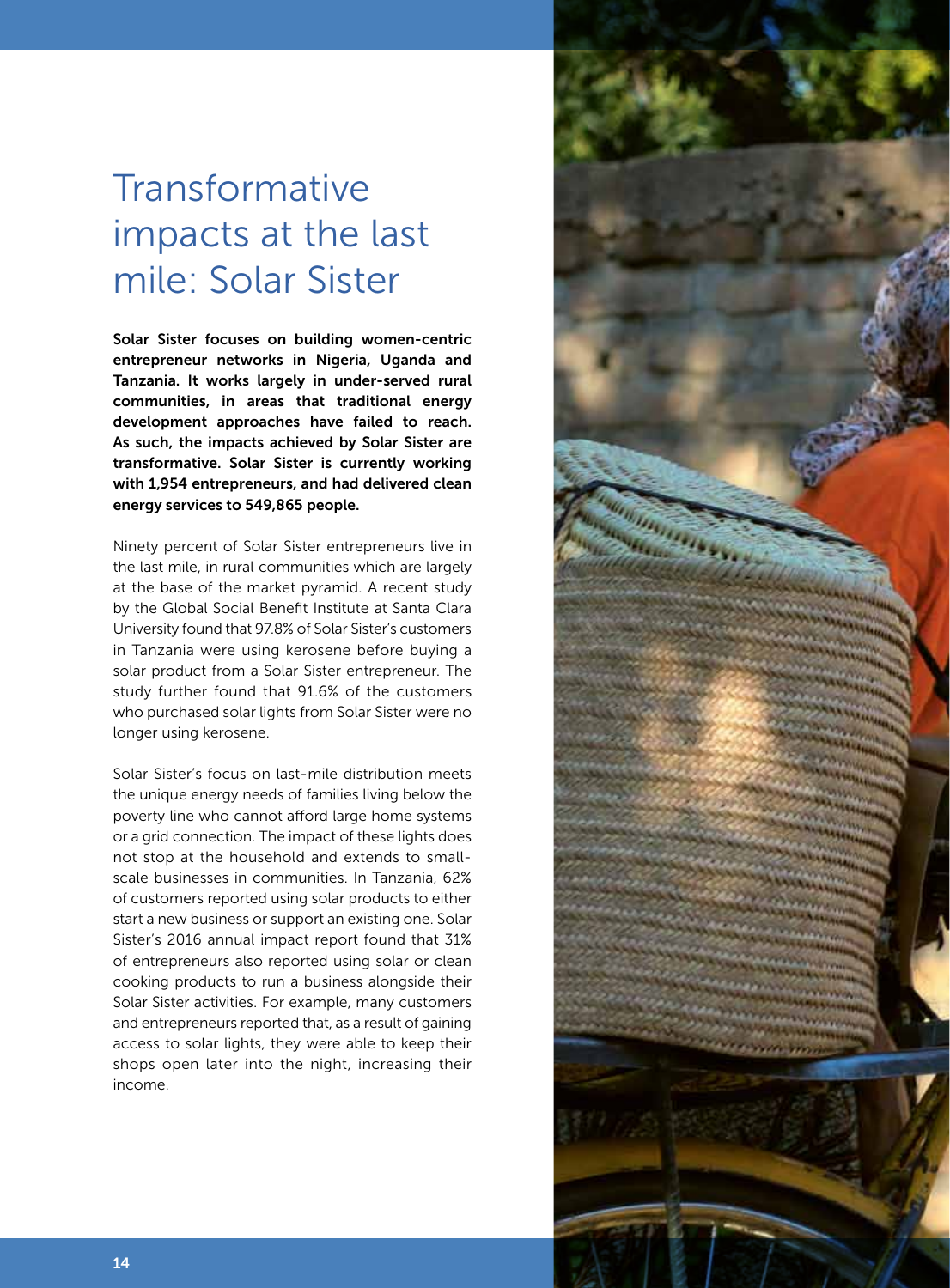# Transformative impacts at the last mile: Solar Sister

**Solar Sister focuses on building women-centric entrepreneur networks in Nigeria, Uganda and Tanzania. It works largely in under-served rural communities, in areas that traditional energy development approaches have failed to reach. As such, the impacts achieved by Solar Sister are transformative. Solar Sister is currently working with 1,954 entrepreneurs, and had delivered clean energy services to 549,865 people.**

Ninety percent of Solar Sister entrepreneurs live in the last mile, in rural communities which are largely at the base of the market pyramid. A recent study by the Global Social Benefit Institute at Santa Clara University found that 97.8% of Solar Sister's customers in Tanzania were using kerosene before buying a solar product from a Solar Sister entrepreneur. The study further found that 91.6% of the customers who purchased solar lights from Solar Sister were no longer using kerosene.

Solar Sister's focus on last-mile distribution meets the unique energy needs of families living below the poverty line who cannot afford large home systems or a grid connection. The impact of these lights does not stop at the household and extends to small-scale businesses in communities. In Tanzania, 62% of customers reported using solar products to either start a new business or support an existing one. Solar Sister's 2016 annual impact report found that 31% of entrepreneurs also reported using solar or clean cooking products to run a business alongside their Solar Sister activities. For example, many customers and entrepreneurs reported that, as a result of gaining access to solar lights, they were able to keep their shops open later into the night, increasing their income.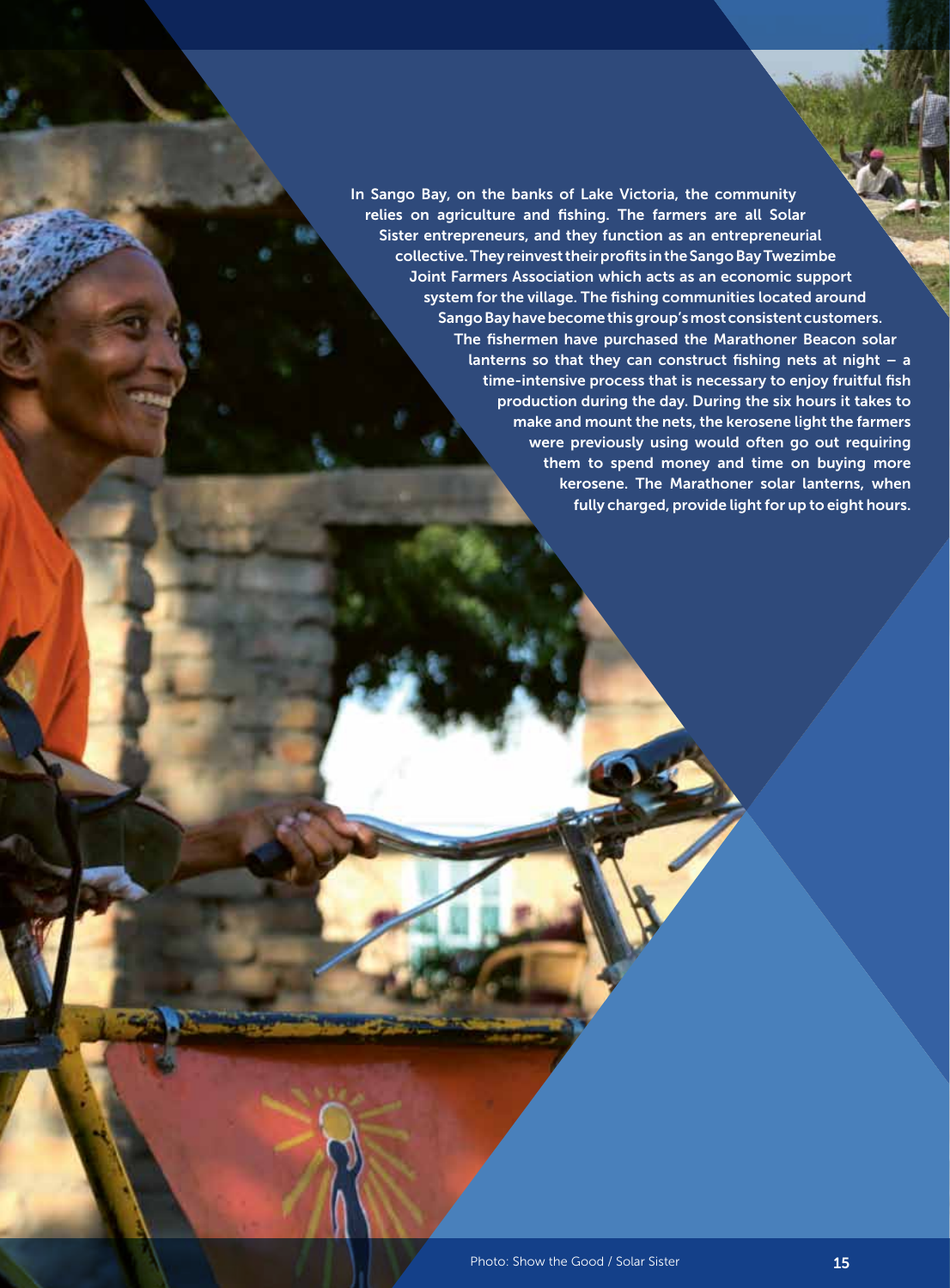In Sango Bay, on the banks of Lake Victoria, the community relies on agriculture and fishing. The farmers are all Solar Sister entrepreneurs, and they function as an entrepreneurial collective. They reinvest their profits in the Sango Bay Twezimbe Joint Farmers Association which acts as an economic support system for the village. The fishing communities located around Sango Bay have become this group's most consistent customers. The fishermen have purchased the Marathoner Beacon solar lanterns so that they can construct fishing nets at night – a time-intensive process that is necessary to enjoy fruitful fish production during the day. During the six hours it takes to make and mount the nets, the kerosene light the farmers were previously using would often go out requiring them to spend money and time on buying more kerosene. The Marathoner solar lanterns, when fully charged, provide light for up to eight hours.

Photo: Show the Good / Solar Sister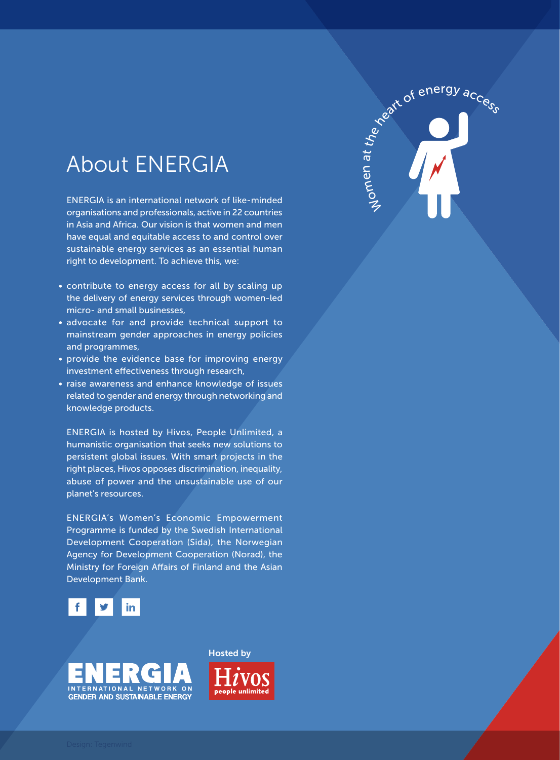Women at the heart of energy access

# About ENERGIA

ENERGIA is an international network of like-minded organisations and professionals, active in 22 countries in Asia and Africa. Our vision is that women and men have equal and equitable access to and control over sustainable energy services as an essential human right to development. To achieve this, we:

- contribute to energy access for all by scaling up the delivery of energy services through women-led micro- and small businesses,
- advocate for and provide technical support to mainstream gender approaches in energy policies and programmes,
- provide the evidence base for improving energy investment effectiveness through research,
- raise awareness and enhance knowledge of issues related to gender and energy through networking and knowledge products.

ENERGIA is hosted by Hivos, People Unlimited, a humanistic organisation that seeks new solutions to persistent global issues. With smart projects in the right places, Hivos opposes discrimination, inequality, abuse of power and the unsustainable use of our planet's resources.

ENERGIA's Women's Economic Empowerment Programme is funded by the Swedish International Development Cooperation (Sida), the Norwegian Agency for Development Cooperation (Norad), the Ministry for Foreign Affairs of Finland and the Asian Development Bank.

ENERGIA
INTERNATIONAL NETWORK ON GENDER AND SUSTAINABLE ENERGY

Hosted by

Hivos
people unlimited

Design: Tegenwind